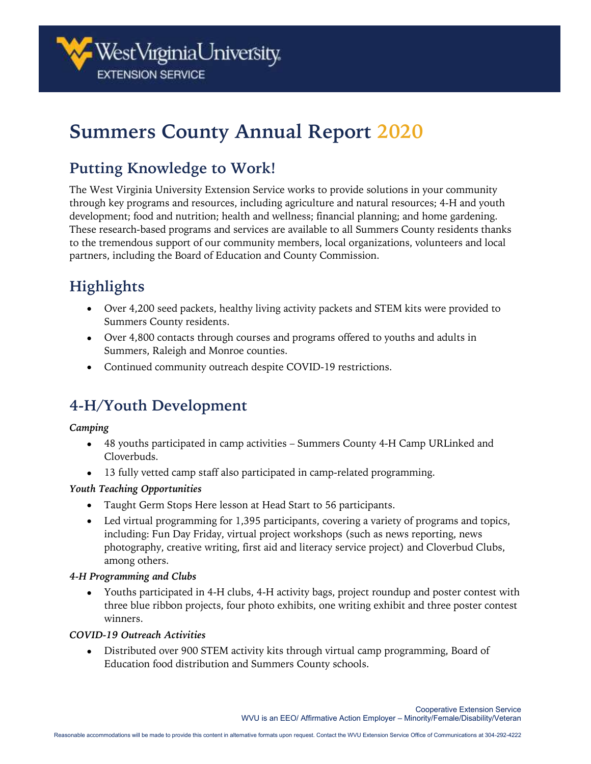West Virginia University
EXTENSION SERVICE

# Summers County Annual Report 2020

## Putting Knowledge to Work!

The West Virginia University Extension Service works to provide solutions in your community through key programs and resources, including agriculture and natural resources; 4-H and youth development; food and nutrition; health and wellness; financial planning; and home gardening. These research-based programs and services are available to all Summers County residents thanks to the tremendous support of our community members, local organizations, volunteers and local partners, including the Board of Education and County Commission.

## Highlights

- Over 4,200 seed packets, healthy living activity packets and STEM kits were provided to Summers County residents.
- Over 4,800 contacts through courses and programs offered to youths and adults in Summers, Raleigh and Monroe counties.
- Continued community outreach despite COVID-19 restrictions.

## 4-H/Youth Development

***Camping***

- 48 youths participated in camp activities – Summers County 4-H Camp URLinked and Cloverbuds.
- 13 fully vetted camp staff also participated in camp-related programming.

***Youth Teaching Opportunities***

- Taught Germ Stops Here lesson at Head Start to 56 participants.
- Led virtual programming for 1,395 participants, covering a variety of programs and topics, including: Fun Day Friday, virtual project workshops (such as news reporting, news photography, creative writing, first aid and literacy service project) and Cloverbud Clubs, among others.

***4-H Programming and Clubs***

- Youths participated in 4-H clubs, 4-H activity bags, project roundup and poster contest with three blue ribbon projects, four photo exhibits, one writing exhibit and three poster contest winners.

***COVID-19 Outreach Activities***

- Distributed over 900 STEM activity kits through virtual camp programming, Board of Education food distribution and Summers County schools.

Cooperative Extension Service
WVU is an EEO/ Affirmative Action Employer – Minority/Female/Disability/Veteran

Reasonable accommodations will be made to provide this content in alternative formats upon request. Contact the WVU Extension Service Office of Communications at 304-292-4222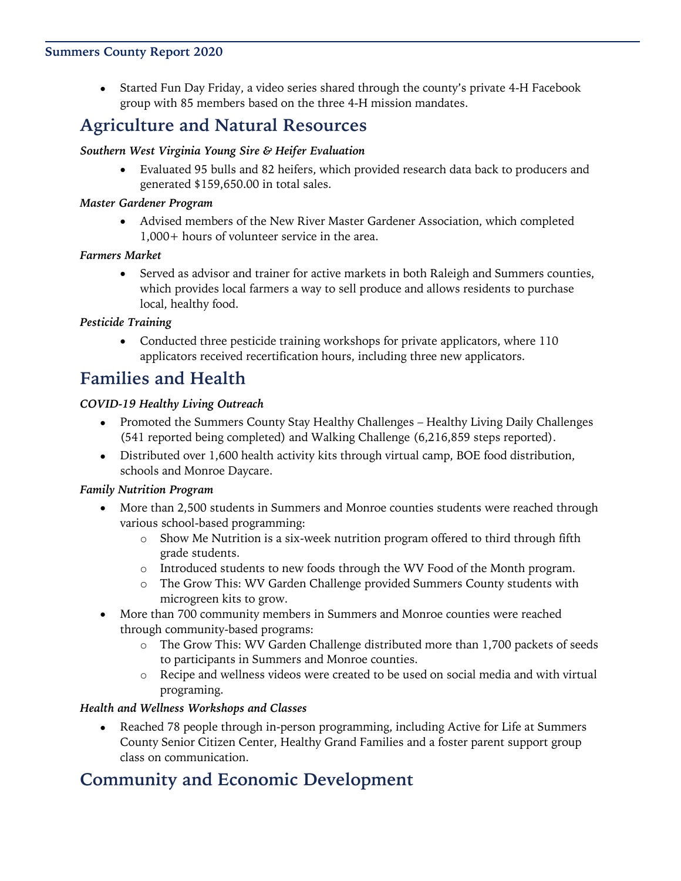- Started Fun Day Friday, a video series shared through the county's private 4-H Facebook group with 85 members based on the three 4-H mission mandates.

## Agriculture and Natural Resources

***Southern West Virginia Young Sire & Heifer Evaluation***

- Evaluated 95 bulls and 82 heifers, which provided research data back to producers and generated $159,650.00 in total sales.

***Master Gardener Program***

- Advised members of the New River Master Gardener Association, which completed 1,000+ hours of volunteer service in the area.

***Farmers Market***

- Served as advisor and trainer for active markets in both Raleigh and Summers counties, which provides local farmers a way to sell produce and allows residents to purchase local, healthy food.

***Pesticide Training***

- Conducted three pesticide training workshops for private applicators, where 110 applicators received recertification hours, including three new applicators.

## Families and Health

***COVID-19 Healthy Living Outreach***

- Promoted the Summers County Stay Healthy Challenges – Healthy Living Daily Challenges (541 reported being completed) and Walking Challenge (6,216,859 steps reported).
- Distributed over 1,600 health activity kits through virtual camp, BOE food distribution, schools and Monroe Daycare.

***Family Nutrition Program***

- More than 2,500 students in Summers and Monroe counties students were reached through various school-based programming:
  - Show Me Nutrition is a six-week nutrition program offered to third through fifth grade students.
  - Introduced students to new foods through the WV Food of the Month program.
  - The Grow This: WV Garden Challenge provided Summers County students with microgreen kits to grow.
- More than 700 community members in Summers and Monroe counties were reached through community-based programs:
  - The Grow This: WV Garden Challenge distributed more than 1,700 packets of seeds to participants in Summers and Monroe counties.
  - Recipe and wellness videos were created to be used on social media and with virtual programing.

***Health and Wellness Workshops and Classes***

- Reached 78 people through in-person programming, including Active for Life at Summers County Senior Citizen Center, Healthy Grand Families and a foster parent support group class on communication.

## Community and Economic Development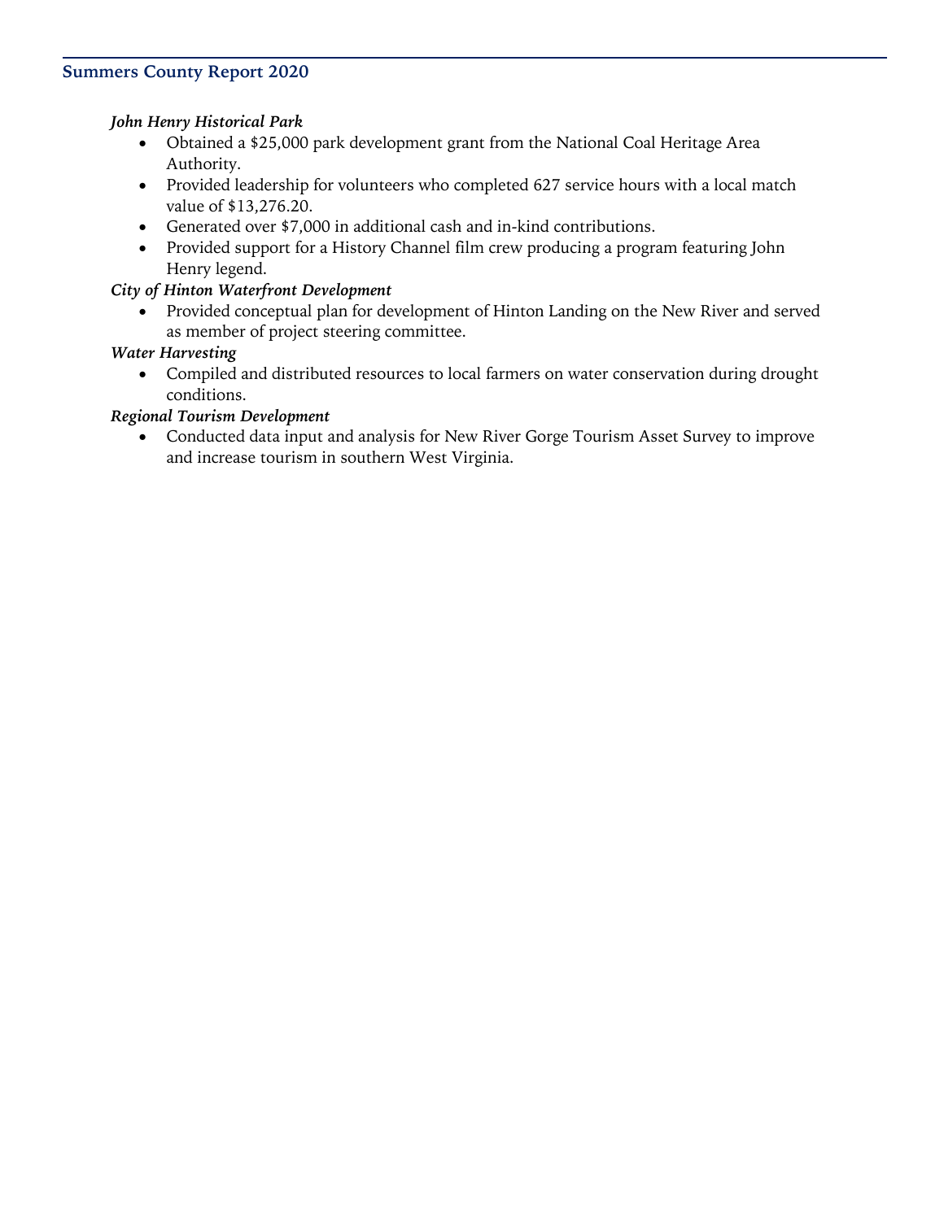*John Henry Historical Park*

- Obtained a $25,000 park development grant from the National Coal Heritage Area Authority.
- Provided leadership for volunteers who completed 627 service hours with a local match value of $13,276.20.
- Generated over $7,000 in additional cash and in-kind contributions.
- Provided support for a History Channel film crew producing a program featuring John Henry legend.

*City of Hinton Waterfront Development*

- Provided conceptual plan for development of Hinton Landing on the New River and served as member of project steering committee.

*Water Harvesting*

- Compiled and distributed resources to local farmers on water conservation during drought conditions.

*Regional Tourism Development*

- Conducted data input and analysis for New River Gorge Tourism Asset Survey to improve and increase tourism in southern West Virginia.